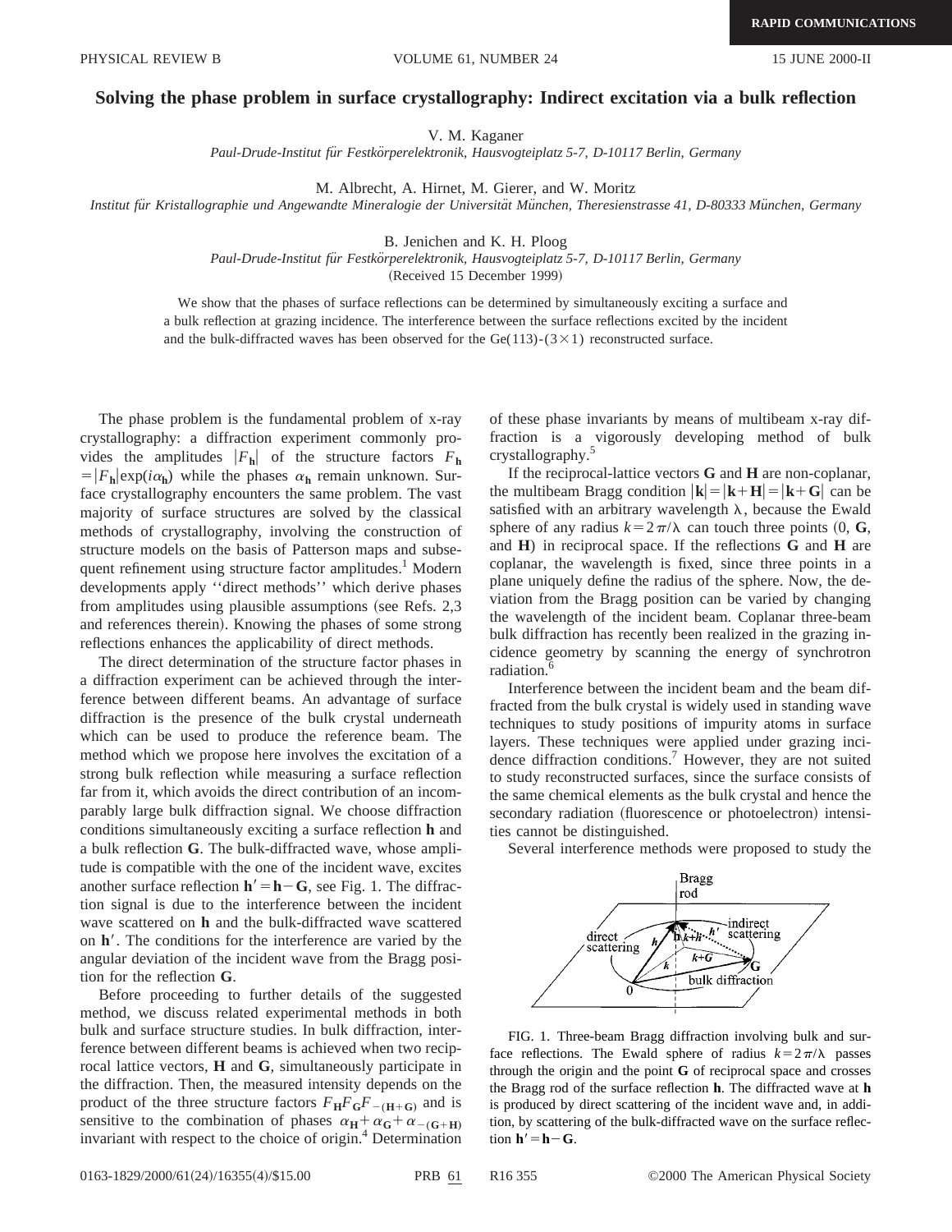# Solving the phase problem in surface crystallography: Indirect excitation via a bulk reflection

V. M. Kaganer

*Paul-Drude-Institut für Festkörperelektronik, Hausvogteiplatz 5-7, D-10117 Berlin, Germany*

M. Albrecht, A. Hirnet, M. Gierer, and W. Moritz

*Institut für Kristallographie und Angewandte Mineralogie der Universität München, Theresienstrasse 41, D-80333 München, Germany*

B. Jenichen and K. H. Ploog

*Paul-Drude-Institut für Festkörperelektronik, Hausvogteiplatz 5-7, D-10117 Berlin, Germany*

(Received 15 December 1999)

We show that the phases of surface reflections can be determined by simultaneously exciting a surface and a bulk reflection at grazing incidence. The interference between the surface reflections excited by the incident and the bulk-diffracted waves has been observed for the Ge(113)-(3×1) reconstructed surface.

The phase problem is the fundamental problem of x-ray crystallography: a diffraction experiment commonly provides the amplitudes $|F_{\mathbf{h}}|$ of the structure factors $F_{\mathbf{h}} = |F_{\mathbf{h}}|\exp(i\alpha_{\mathbf{h}})$ while the phases $\alpha_{\mathbf{h}}$ remain unknown. Surface crystallography encounters the same problem. The vast majority of surface structures are solved by the classical methods of crystallography, involving the construction of structure models on the basis of Patterson maps and subsequent refinement using structure factor amplitudes.[1] Modern developments apply "direct methods" which derive phases from amplitudes using plausible assumptions (see Refs. 2,3 and references therein). Knowing the phases of some strong reflections enhances the applicability of direct methods.

The direct determination of the structure factor phases in a diffraction experiment can be achieved through the interference between different beams. An advantage of surface diffraction is the presence of the bulk crystal underneath which can be used to produce the reference beam. The method which we propose here involves the excitation of a strong bulk reflection while measuring a surface reflection far from it, which avoids the direct contribution of an incomparably large bulk diffraction signal. We choose diffraction conditions simultaneously exciting a surface reflection $\mathbf{h}$ and a bulk reflection $\mathbf{G}$. The bulk-diffracted wave, whose amplitude is compatible with the one of the incident wave, excites another surface reflection $\mathbf{h}' = \mathbf{h} - \mathbf{G}$, see Fig. 1. The diffraction signal is due to the interference between the incident wave scattered on $\mathbf{h}$ and the bulk-diffracted wave scattered on $\mathbf{h}'$. The conditions for the interference are varied by the angular deviation of the incident wave from the Bragg position for the reflection $\mathbf{G}$.

Before proceeding to further details of the suggested method, we discuss related experimental methods in both bulk and surface structure studies. In bulk diffraction, interference between different beams is achieved when two reciprocal lattice vectors, $\mathbf{H}$ and $\mathbf{G}$, simultaneously participate in the diffraction. Then, the measured intensity depends on the product of the three structure factors $F_{\mathbf{H}}F_{\mathbf{G}}F_{-(\mathbf{H}+\mathbf{G})}$ and is sensitive to the combination of phases $\alpha_{\mathbf{H}} + \alpha_{\mathbf{G}} + \alpha_{-(\mathbf{G}+\mathbf{H})}$ invariant with respect to the choice of origin.[4] Determination of these phase invariants by means of multibeam x-ray diffraction is a vigorously developing method of bulk crystallography.[5]

If the reciprocal-lattice vectors $\mathbf{G}$ and $\mathbf{H}$ are non-coplanar, the multibeam Bragg condition $|\mathbf{k}| = |\mathbf{k}+\mathbf{H}| = |\mathbf{k}+\mathbf{G}|$ can be satisfied with an arbitrary wavelength $\lambda$, because the Ewald sphere of any radius $k = 2\pi/\lambda$ can touch three points (0, $\mathbf{G}$, and $\mathbf{H}$) in reciprocal space. If the reflections $\mathbf{G}$ and $\mathbf{H}$ are coplanar, the wavelength is fixed, since three points in a plane uniquely define the radius of the sphere. Now, the deviation from the Bragg position can be varied by changing the wavelength of the incident beam. Coplanar three-beam bulk diffraction has recently been realized in the grazing incidence geometry by scanning the energy of synchrotron radiation.[6]

Interference between the incident beam and the beam diffracted from the bulk crystal is widely used in standing wave techniques to study positions of impurity atoms in surface layers. These techniques were applied under grazing incidence diffraction conditions.[7] However, they are not suited to study reconstructed surfaces, since the surface consists of the same chemical elements as the bulk crystal and hence the secondary radiation (fluorescence or photoelectron) intensities cannot be distinguished.

Several interference methods were proposed to study the

Bragg rod
direct scattering
indirect scattering
bulk diffraction
h
h'
k+h
k+G
k
G
0

FIG. 1. Three-beam Bragg diffraction involving bulk and surface reflections. The Ewald sphere of radius $k = 2\pi/\lambda$ passes through the origin and the point $\mathbf{G}$ of reciprocal space and crosses the Bragg rod of the surface reflection $\mathbf{h}$. The diffracted wave at $\mathbf{h}$ is produced by direct scattering of the incident wave and, in addition, by scattering of the bulk-diffracted wave on the surface reflection $\mathbf{h}' = \mathbf{h} - \mathbf{G}$.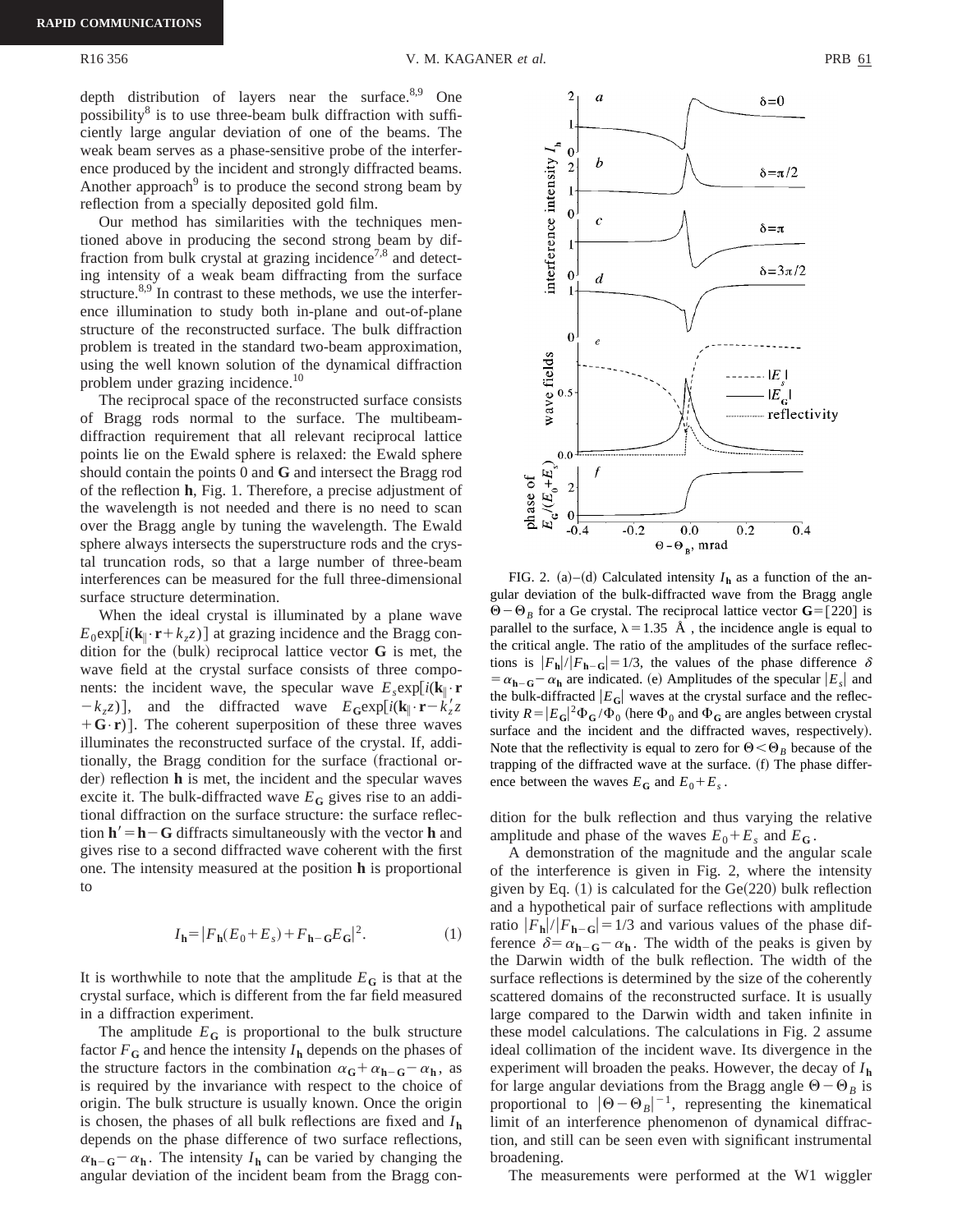depth distribution of layers near the surface.[8,9] One possibility[8] is to use three-beam bulk diffraction with sufficiently large angular deviation of one of the beams. The weak beam serves as a phase-sensitive probe of the interference produced by the incident and strongly diffracted beams. Another approach[9] is to produce the second strong beam by reflection from a specially deposited gold film.

Our method has similarities with the techniques mentioned above in producing the second strong beam by diffraction from bulk crystal at grazing incidence[7,8] and detecting intensity of a weak beam diffracting from the surface structure.[8,9] In contrast to these methods, we use the interference illumination to study both in-plane and out-of-plane structure of the reconstructed surface. The bulk diffraction problem is treated in the standard two-beam approximation, using the well known solution of the dynamical diffraction problem under grazing incidence.[10]

The reciprocal space of the reconstructed surface consists of Bragg rods normal to the surface. The multibeam-diffraction requirement that all relevant reciprocal lattice points lie on the Ewald sphere is relaxed: the Ewald sphere should contain the points 0 and $\mathbf{G}$ and intersect the Bragg rod of the reflection $\mathbf{h}$, Fig. 1. Therefore, a precise adjustment of the wavelength is not needed and there is no need to scan over the Bragg angle by tuning the wavelength. The Ewald sphere always intersects the superstructure rods and the crystal truncation rods, so that a large number of three-beam interferences can be measured for the full three-dimensional surface structure determination.

When the ideal crystal is illuminated by a plane wave $E_0 \exp[i(\mathbf{k}_\parallel \cdot \mathbf{r} + k_z z)]$ at grazing incidence and the Bragg condition for the (bulk) reciprocal lattice vector $\mathbf{G}$ is met, the wave field at the crystal surface consists of three components: the incident wave, the specular wave $E_s \exp[i(\mathbf{k}_\parallel \cdot \mathbf{r} - k_z z)]$, and the diffracted wave $E_{\mathbf{G}} \exp[i(\mathbf{k}_\parallel \cdot \mathbf{r} - k'_z z + \mathbf{G} \cdot \mathbf{r})]$. The coherent superposition of these three waves illuminates the reconstructed surface of the crystal. If, additionally, the Bragg condition for the surface (fractional order) reflection $\mathbf{h}$ is met, the incident and the specular waves excite it. The bulk-diffracted wave $E_{\mathbf{G}}$ gives rise to an additional diffraction on the surface structure: the surface reflection $\mathbf{h}' = \mathbf{h} - \mathbf{G}$ diffracts simultaneously with the vector $\mathbf{h}$ and gives rise to a second diffracted wave coherent with the first one. The intensity measured at the position $\mathbf{h}$ is proportional to

$$I_{\mathbf{h}} = |F_{\mathbf{h}}(E_0 + E_s) + F_{\mathbf{h}-\mathbf{G}} E_{\mathbf{G}}|^2. \tag{1}$$

It is worthwhile to note that the amplitude $E_{\mathbf{G}}$ is that at the crystal surface, which is different from the far field measured in a diffraction experiment.

The amplitude $E_{\mathbf{G}}$ is proportional to the bulk structure factor $F_{\mathbf{G}}$ and hence the intensity $I_{\mathbf{h}}$ depends on the phases of the structure factors in the combination $\alpha_{\mathbf{G}} + \alpha_{\mathbf{h}-\mathbf{G}} - \alpha_{\mathbf{h}}$, as is required by the invariance with respect to the choice of origin. The bulk structure is usually known. Once the origin is chosen, the phases of all bulk reflections are fixed and $I_{\mathbf{h}}$ depends on the phase difference of two surface reflections, $\alpha_{\mathbf{h}-\mathbf{G}} - \alpha_{\mathbf{h}}$. The intensity $I_{\mathbf{h}}$ can be varied by changing the angular deviation of the incident beam from the Bragg condition for the bulk reflection and thus varying the relative amplitude and phase of the waves $E_0 + E_s$ and $E_{\mathbf{G}}$.

a
δ=0
b
δ=π/2
c
δ=π
d
δ=3π/2
interference intensity $I_{\mathbf{h}}$
e
wave fields
$|E_s|$
$|E_{\mathbf{G}}|$
reflectivity
f
phase of $E_{\mathbf{G}}/(E_0+E_s)$
$\Theta - \Theta_B$, mrad
-0.4 -0.2 0.0 0.2 0.4

FIG. 2. (a)–(d) Calculated intensity $I_{\mathbf{h}}$ as a function of the angular deviation of the bulk-diffracted wave from the Bragg angle $\Theta - \Theta_B$ for a Ge crystal. The reciprocal lattice vector $\mathbf{G} = [220]$ is parallel to the surface, $\lambda = 1.35$ Å, the incidence angle is equal to the critical angle. The ratio of the amplitudes of the surface reflections is $|F_{\mathbf{h}}|/|F_{\mathbf{h}-\mathbf{G}}| = 1/3$, the values of the phase difference $\delta = \alpha_{\mathbf{h}-\mathbf{G}} - \alpha_{\mathbf{h}}$ are indicated. (e) Amplitudes of the specular $|E_s|$ and the bulk-diffracted $|E_{\mathbf{G}}|$ waves at the crystal surface and the reflectivity $R = |E_{\mathbf{G}}|^2 \Phi_{\mathbf{G}} / \Phi_0$ (here $\Phi_0$ and $\Phi_{\mathbf{G}}$ are angles between crystal surface and the incident and the diffracted waves, respectively). Note that the reflectivity is equal to zero for $\Theta < \Theta_B$ because of the trapping of the diffracted wave at the surface. (f) The phase difference between the waves $E_{\mathbf{G}}$ and $E_0 + E_s$.

A demonstration of the magnitude and the angular scale of the interference is given in Fig. 2, where the intensity given by Eq. (1) is calculated for the Ge(220) bulk reflection and a hypothetical pair of surface reflections with amplitude ratio $|F_{\mathbf{h}}|/|F_{\mathbf{h}-\mathbf{G}}| = 1/3$ and various values of the phase difference $\delta = \alpha_{\mathbf{h}-\mathbf{G}} - \alpha_{\mathbf{h}}$. The width of the peaks is given by the Darwin width of the bulk reflection. The width of the surface reflections is determined by the size of the coherently scattered domains of the reconstructed surface. It is usually large compared to the Darwin width and taken infinite in these model calculations. The calculations in Fig. 2 assume ideal collimation of the incident wave. Its divergence in the experiment will broaden the peaks. However, the decay of $I_{\mathbf{h}}$ for large angular deviations from the Bragg angle $\Theta - \Theta_B$ is proportional to $|\Theta - \Theta_B|^{-1}$, representing the kinematical limit of an interference phenomenon of dynamical diffraction, and still can be seen even with significant instrumental broadening.

The measurements were performed at the W1 wiggler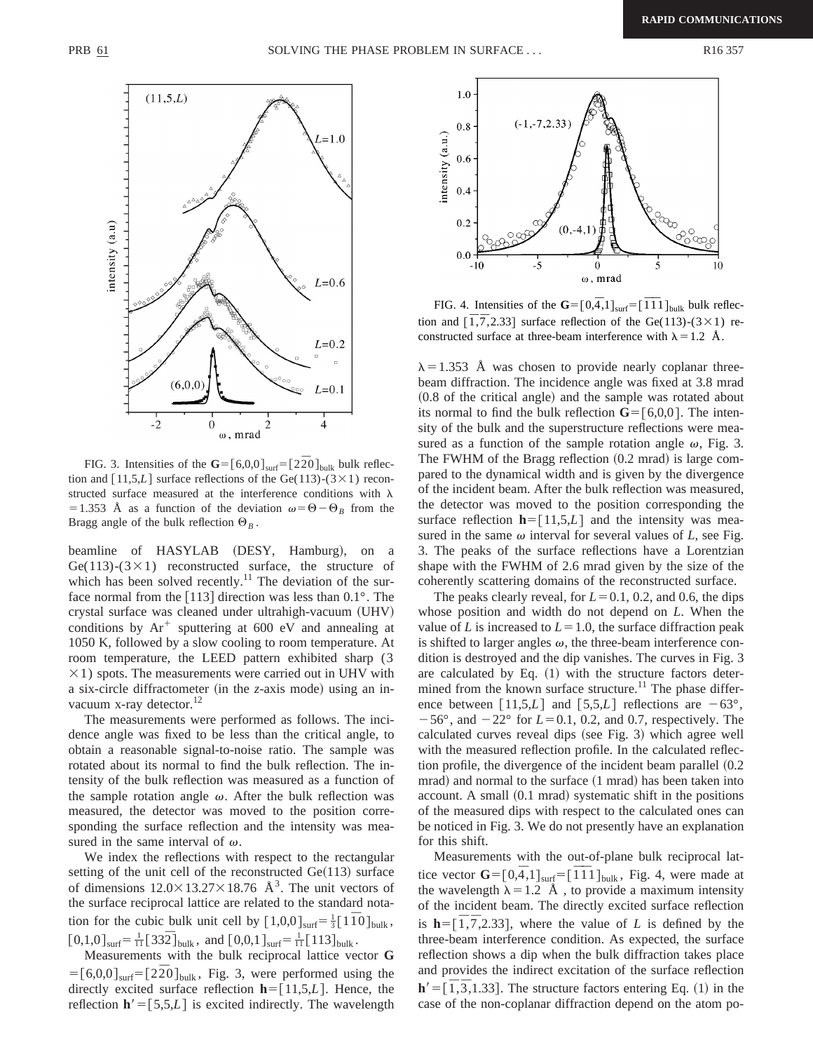(11,5,L)

L=1.0

L=0.6

L=0.2

L=0.1

(6,0,0)

intensity (a.u)

ω, mrad

-2 0 2 4

FIG. 3. Intensities of the $\mathbf{G}=[6,0,0]_{\rm surf}=[2\bar{2}0]_{\rm bulk}$ bulk reflection and $[11,5,L]$ surface reflections of the Ge(113)-(3×1) reconstructed surface measured at the interference conditions with $\lambda=1.353$ Å as a function of the deviation $\omega=\Theta-\Theta_B$ from the Bragg angle of the bulk reflection $\Theta_B$.

beamline of HASYLAB (DESY, Hamburg), on a Ge(113)-(3×1) reconstructed surface, the structure of which has been solved recently.[11] The deviation of the surface normal from the [113] direction was less than 0.1°. The crystal surface was cleaned under ultrahigh-vacuum (UHV) conditions by $Ar^+$ sputtering at 600 eV and annealing at 1050 K, followed by a slow cooling to room temperature. At room temperature, the LEED pattern exhibited sharp (3×1) spots. The measurements were carried out in UHV with a six-circle diffractometer (in the z-axis mode) using an in-vacuum x-ray detector.[12]

The measurements were performed as follows. The incidence angle was fixed to be less than the critical angle, to obtain a reasonable signal-to-noise ratio. The sample was rotated about its normal to find the bulk reflection. The intensity of the bulk reflection was measured as a function of the sample rotation angle $\omega$. After the bulk reflection was measured, the detector was moved to the position corresponding the surface reflection and the intensity was measured in the same interval of $\omega$.

We index the reflections with respect to the rectangular setting of the unit cell of the reconstructed Ge(113) surface of dimensions $12.0\times13.27\times18.76$ Å$^3$. The unit vectors of the surface reciprocal lattice are related to the standard notation for the cubic bulk unit cell by $[1,0,0]_{\rm surf}=\frac{1}{3}[1\bar{1}0]_{\rm bulk}$, $[0,1,0]_{\rm surf}=\frac{1}{11}[33\bar{2}]_{\rm bulk}$, and $[0,0,1]_{\rm surf}=\frac{1}{11}[113]_{\rm bulk}$.

Measurements with the bulk reciprocal lattice vector $\mathbf{G}=[6,0,0]_{\rm surf}=[2\bar{2}0]_{\rm bulk}$, Fig. 3, were performed using the directly excited surface reflection $\mathbf{h}=[11,5,L]$. Hence, the reflection $\mathbf{h}'=[5,5,L]$ is excited indirectly. The wavelength $\lambda=1.353$ Å was chosen to provide nearly coplanar three-beam diffraction. The incidence angle was fixed at 3.8 mrad (0.8 of the critical angle) and the sample was rotated about its normal to find the bulk reflection $\mathbf{G}=[6,0,0]$. The intensity of the bulk and the superstructure reflections were measured as a function of the sample rotation angle $\omega$, Fig. 3. The FWHM of the Bragg reflection (0.2 mrad) is large compared to the dynamical width and is given by the divergence of the incident beam. After the bulk reflection was measured, the detector was moved to the position corresponding the surface reflection $\mathbf{h}=[11,5,L]$ and the intensity was measured in the same $\omega$ interval for several values of $L$, see Fig. 3. The peaks of the surface reflections have a Lorentzian shape with the FWHM of 2.6 mrad given by the size of the coherently scattering domains of the reconstructed surface.

The peaks clearly reveal, for $L=0.1$, 0.2, and 0.6, the dips whose position and width do not depend on $L$. When the value of $L$ is increased to $L=1.0$, the surface diffraction peak is shifted to larger angles $\omega$, the three-beam interference condition is destroyed and the dip vanishes. The curves in Fig. 3 are calculated by Eq. (1) with the structure factors determined from the known surface structure.[11] The phase difference between $[11,5,L]$ and $[5,5,L]$ reflections are $-63°$, $-56°$, and $-22°$ for $L=0.1$, 0.2, and 0.7, respectively. The calculated curves reveal dips (see Fig. 3) which agree well with the measured reflection profile. In the calculated reflection profile, the divergence of the incident beam parallel (0.2 mrad) and normal to the surface (1 mrad) has been taken into account. A small (0.1 mrad) systematic shift in the positions of the measured dips with respect to the calculated ones can be noticed in Fig. 3. We do not presently have an explanation for this shift.

Measurements with the out-of-plane bulk reciprocal lattice vector $\mathbf{G}=[0,\bar{4},1]_{\rm surf}=[\bar{1}\bar{1}1]_{\rm bulk}$, Fig. 4, were made at the wavelength $\lambda=1.2$ Å, to provide a maximum intensity of the incident beam. The directly excited surface reflection is $\mathbf{h}=[\bar{1},\bar{7},2.33]$, where the value of $L$ is defined by the three-beam interference condition. As expected, the surface reflection shows a dip when the bulk diffraction takes place and provides the indirect excitation of the surface reflection $\mathbf{h}'=[\bar{1},\bar{3},1.33]$. The structure factors entering Eq. (1) in the case of the non-coplanar diffraction depend on the atom po-

(-1,-7,2.33)

(0,-4,1)

intensity (a.u.)

ω, mrad

-10 -5 0 5 10

0.0 0.2 0.4 0.6 0.8 1.0

FIG. 4. Intensities of the $\mathbf{G}=[0,\bar{4},1]_{\rm surf}=[\bar{1}\bar{1}1]_{\rm bulk}$ bulk reflection and $[\bar{1},\bar{7},2.33]$ surface reflection of the Ge(113)-(3×1) reconstructed surface at three-beam interference with $\lambda=1.2$ Å.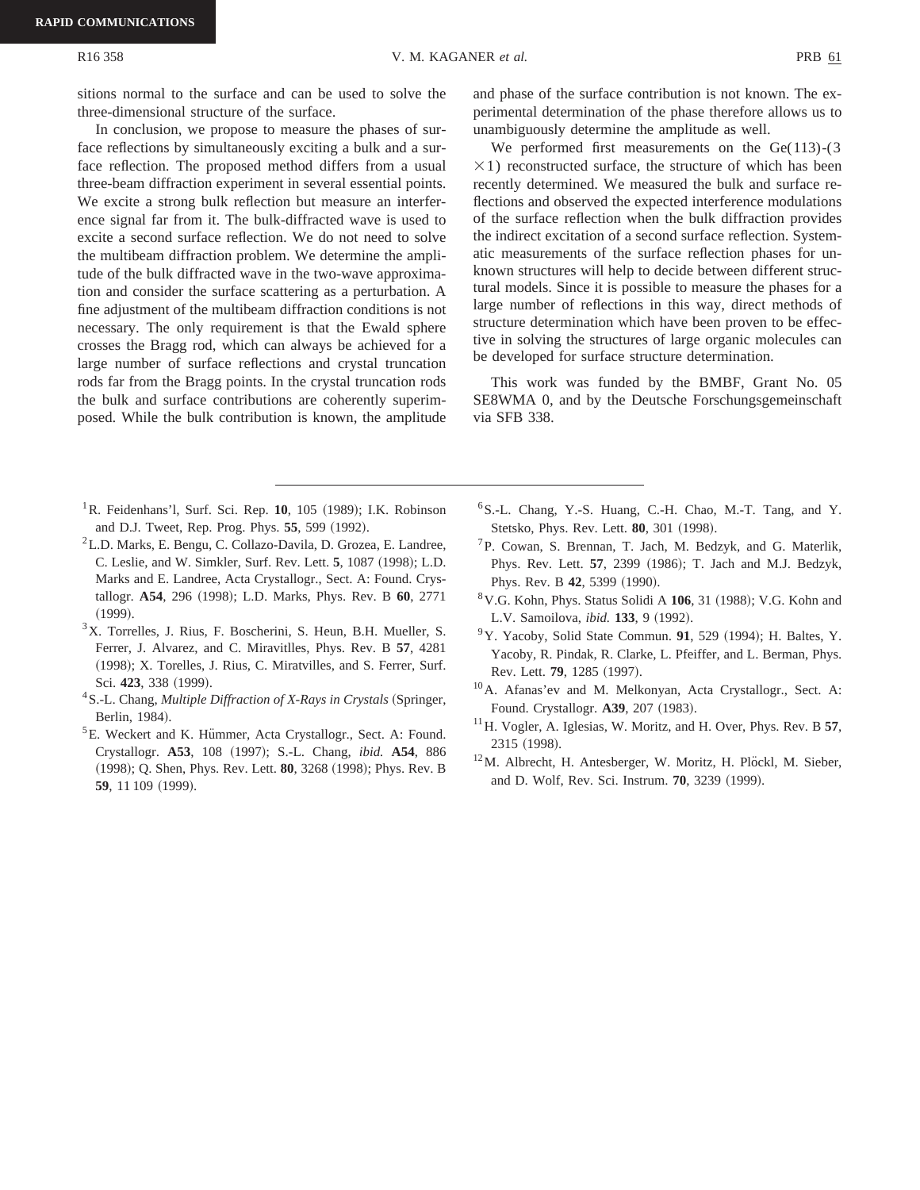sitions normal to the surface and can be used to solve the three-dimensional structure of the surface.

In conclusion, we propose to measure the phases of surface reflections by simultaneously exciting a bulk and a surface reflection. The proposed method differs from a usual three-beam diffraction experiment in several essential points. We excite a strong bulk reflection but measure an interference signal far from it. The bulk-diffracted wave is used to excite a second surface reflection. We do not need to solve the multibeam diffraction problem. We determine the amplitude of the bulk diffracted wave in the two-wave approximation and consider the surface scattering as a perturbation. A fine adjustment of the multibeam diffraction conditions is not necessary. The only requirement is that the Ewald sphere crosses the Bragg rod, which can always be achieved for a large number of surface reflections and crystal truncation rods far from the Bragg points. In the crystal truncation rods the bulk and surface contributions are coherently superimposed. While the bulk contribution is known, the amplitude and phase of the surface contribution is not known. The experimental determination of the phase therefore allows us to unambiguously determine the amplitude as well.

We performed first measurements on the Ge(113)-(3 $\times$1) reconstructed surface, the structure of which has been recently determined. We measured the bulk and surface reflections and observed the expected interference modulations of the surface reflection when the bulk diffraction provides the indirect excitation of a second surface reflection. Systematic measurements of the surface reflection phases for unknown structures will help to decide between different structural models. Since it is possible to measure the phases for a large number of reflections in this way, direct methods of structure determination which have been proven to be effective in solving the structures of large organic molecules can be developed for surface structure determination.

This work was funded by the BMBF, Grant No. 05 SE8WMA 0, and by the Deutsche Forschungsgemeinschaft via SFB 338.

---

[1] R. Feidenhans'l, Surf. Sci. Rep. **10**, 105 (1989); I.K. Robinson and D.J. Tweet, Rep. Prog. Phys. **55**, 599 (1992).

[2] L.D. Marks, E. Bengu, C. Collazo-Davila, D. Grozea, E. Landree, C. Leslie, and W. Simkler, Surf. Rev. Lett. **5**, 1087 (1998); L.D. Marks and E. Landree, Acta Crystallogr., Sect. A: Found. Crystallogr. **A54**, 296 (1998); L.D. Marks, Phys. Rev. B **60**, 2771 (1999).

[3] X. Torrelles, J. Rius, F. Boscherini, S. Heun, B.H. Mueller, S. Ferrer, J. Alvarez, and C. Miravitlles, Phys. Rev. B **57**, 4281 (1998); X. Torelles, J. Rius, C. Miratvilles, and S. Ferrer, Surf. Sci. **423**, 338 (1999).

[4] S.-L. Chang, *Multiple Diffraction of X-Rays in Crystals* (Springer, Berlin, 1984).

[5] E. Weckert and K. Hümmer, Acta Crystallogr., Sect. A: Found. Crystallogr. **A53**, 108 (1997); S.-L. Chang, *ibid.* **A54**, 886 (1998); Q. Shen, Phys. Rev. Lett. **80**, 3268 (1998); Phys. Rev. B **59**, 11 109 (1999).

[6] S.-L. Chang, Y.-S. Huang, C.-H. Chao, M.-T. Tang, and Y. Stetsko, Phys. Rev. Lett. **80**, 301 (1998).

[7] P. Cowan, S. Brennan, T. Jach, M. Bedzyk, and G. Materlik, Phys. Rev. Lett. **57**, 2399 (1986); T. Jach and M.J. Bedzyk, Phys. Rev. B **42**, 5399 (1990).

[8] V.G. Kohn, Phys. Status Solidi A **106**, 31 (1988); V.G. Kohn and L.V. Samoilova, *ibid.* **133**, 9 (1992).

[9] Y. Yacoby, Solid State Commun. **91**, 529 (1994); H. Baltes, Y. Yacoby, R. Pindak, R. Clarke, L. Pfeiffer, and L. Berman, Phys. Rev. Lett. **79**, 1285 (1997).

[10] A. Afanas'ev and M. Melkonyan, Acta Crystallogr., Sect. A: Found. Crystallogr. **A39**, 207 (1983).

[11] H. Vogler, A. Iglesias, W. Moritz, and H. Over, Phys. Rev. B **57**, 2315 (1998).

[12] M. Albrecht, H. Antesberger, W. Moritz, H. Plöckl, M. Sieber, and D. Wolf, Rev. Sci. Instrum. **70**, 3239 (1999).